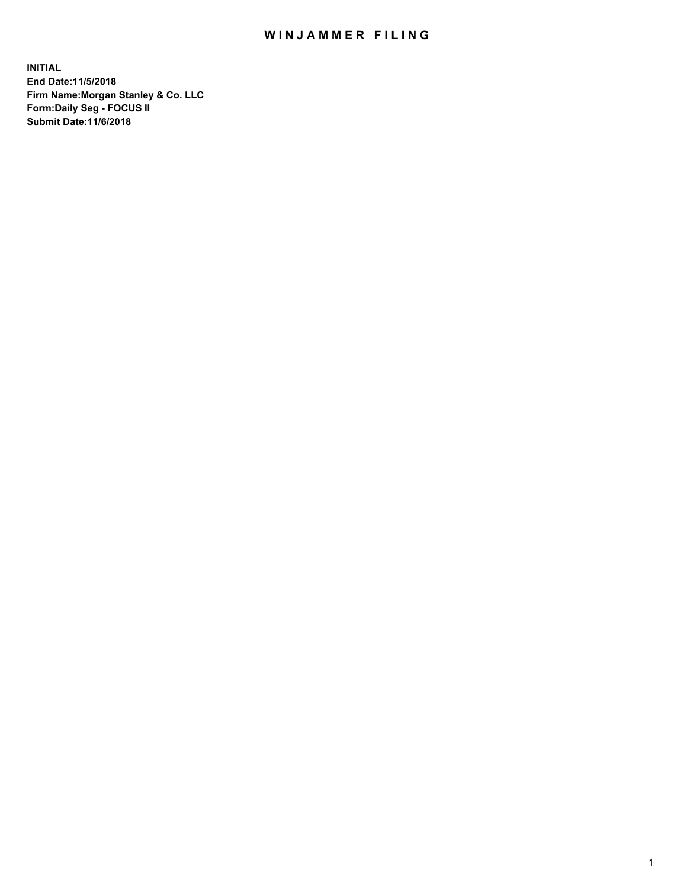# WINJAMMER FILING

**INITIAL**
**End Date:11/5/2018**
**Firm Name:Morgan Stanley & Co. LLC**
**Form:Daily Seg - FOCUS II**
**Submit Date:11/6/2018**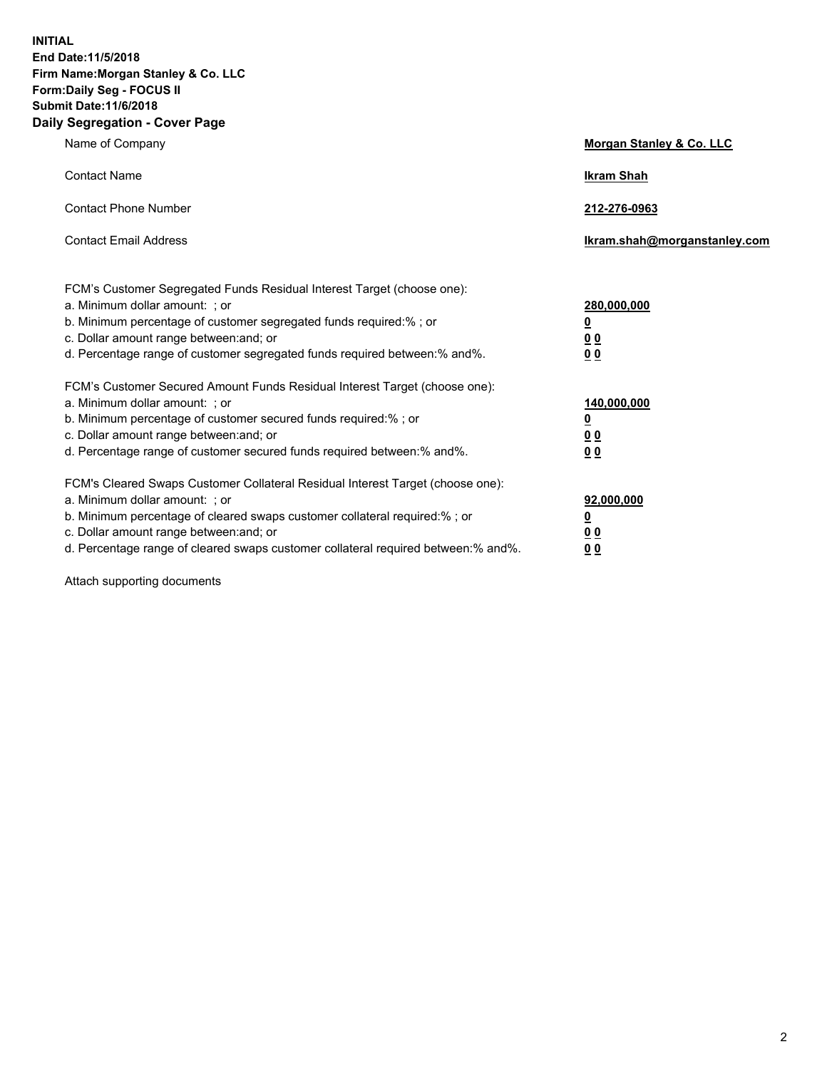**INITIAL**
**End Date:11/5/2018**
**Firm Name:Morgan Stanley & Co. LLC**
**Form:Daily Seg - FOCUS II**
**Submit Date:11/6/2018**

## Daily Segregation - Cover Page

| | |
|---|---|
| Name of Company | **Morgan Stanley & Co. LLC** |
| Contact Name | **Ikram Shah** |
| Contact Phone Number | **212-276-0963** |
| Contact Email Address | **Ikram.shah@morganstanley.com** |

FCM's Customer Segregated Funds Residual Interest Target (choose one):

| | |
|---|---|
| a. Minimum dollar amount: ; or | **280,000,000** |
| b. Minimum percentage of customer segregated funds required:% ; or | **0** |
| c. Dollar amount range between:and; or | **0 0** |
| d. Percentage range of customer segregated funds required between:% and%. | **0 0** |

FCM's Customer Secured Amount Funds Residual Interest Target (choose one):

| | |
|---|---|
| a. Minimum dollar amount: ; or | **140,000,000** |
| b. Minimum percentage of customer secured funds required:% ; or | **0** |
| c. Dollar amount range between:and; or | **0 0** |
| d. Percentage range of customer secured funds required between:% and%. | **0 0** |

FCM's Cleared Swaps Customer Collateral Residual Interest Target (choose one):

| | |
|---|---|
| a. Minimum dollar amount: ; or | **92,000,000** |
| b. Minimum percentage of cleared swaps customer collateral required:% ; or | **0** |
| c. Dollar amount range between:and; or | **0 0** |
| d. Percentage range of cleared swaps customer collateral required between:% and%. | **0 0** |

Attach supporting documents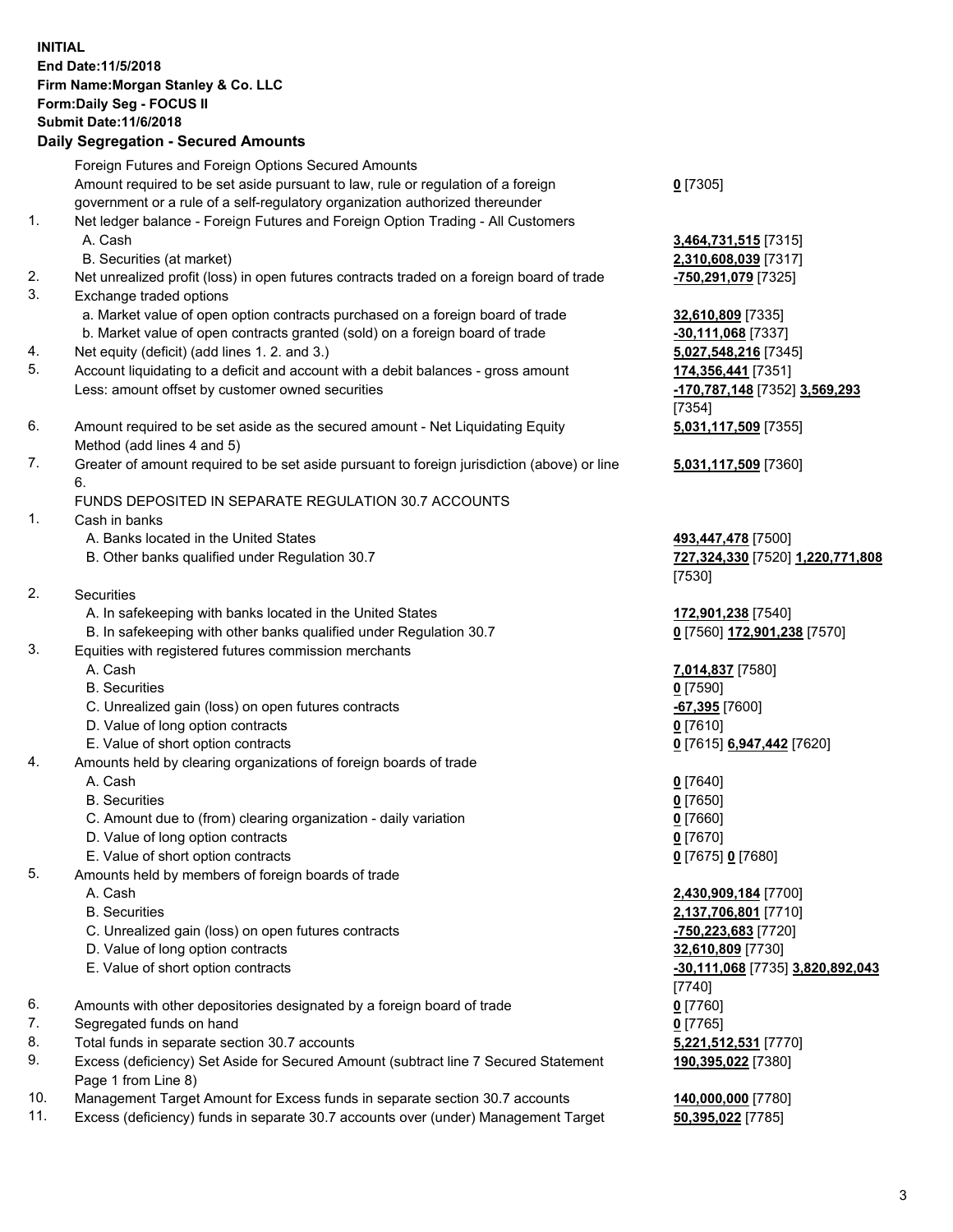**INITIAL**
**End Date:11/5/2018**
**Firm Name:Morgan Stanley & Co. LLC**
**Form:Daily Seg - FOCUS II**
**Submit Date:11/6/2018**

## Daily Segregation - Secured Amounts

| | | |
|---|---|---|
| | Foreign Futures and Foreign Options Secured Amounts | |
| | Amount required to be set aside pursuant to law, rule or regulation of a foreign government or a rule of a self-regulatory organization authorized thereunder | **0** [7305] |
| 1. | Net ledger balance - Foreign Futures and Foreign Option Trading - All Customers | |
| | A. Cash | **3,464,731,515** [7315] |
| | B. Securities (at market) | **2,310,608,039** [7317] |
| 2. | Net unrealized profit (loss) in open futures contracts traded on a foreign board of trade | **-750,291,079** [7325] |
| 3. | Exchange traded options | |
| | a. Market value of open option contracts purchased on a foreign board of trade | **32,610,809** [7335] |
| | b. Market value of open contracts granted (sold) on a foreign board of trade | **-30,111,068** [7337] |
| 4. | Net equity (deficit) (add lines 1. 2. and 3.) | **5,027,548,216** [7345] |
| 5. | Account liquidating to a deficit and account with a debit balances - gross amount | **174,356,441** [7351] |
| | Less: amount offset by customer owned securities | **-170,787,148** [7352] **3,569,293** [7354] |
| 6. | Amount required to be set aside as the secured amount - Net Liquidating Equity Method (add lines 4 and 5) | **5,031,117,509** [7355] |
| 7. | Greater of amount required to be set aside pursuant to foreign jurisdiction (above) or line 6. | **5,031,117,509** [7360] |
| | FUNDS DEPOSITED IN SEPARATE REGULATION 30.7 ACCOUNTS | |
| 1. | Cash in banks | |
| | A. Banks located in the United States | **493,447,478** [7500] |
| | B. Other banks qualified under Regulation 30.7 | **727,324,330** [7520] **1,220,771,808** [7530] |
| 2. | Securities | |
| | A. In safekeeping with banks located in the United States | **172,901,238** [7540] |
| | B. In safekeeping with other banks qualified under Regulation 30.7 | **0** [7560] **172,901,238** [7570] |
| 3. | Equities with registered futures commission merchants | |
| | A. Cash | **7,014,837** [7580] |
| | B. Securities | **0** [7590] |
| | C. Unrealized gain (loss) on open futures contracts | **-67,395** [7600] |
| | D. Value of long option contracts | **0** [7610] |
| | E. Value of short option contracts | **0** [7615] **6,947,442** [7620] |
| 4. | Amounts held by clearing organizations of foreign boards of trade | |
| | A. Cash | **0** [7640] |
| | B. Securities | **0** [7650] |
| | C. Amount due to (from) clearing organization - daily variation | **0** [7660] |
| | D. Value of long option contracts | **0** [7670] |
| | E. Value of short option contracts | **0** [7675] **0** [7680] |
| 5. | Amounts held by members of foreign boards of trade | |
| | A. Cash | **2,430,909,184** [7700] |
| | B. Securities | **2,137,706,801** [7710] |
| | C. Unrealized gain (loss) on open futures contracts | **-750,223,683** [7720] |
| | D. Value of long option contracts | **32,610,809** [7730] |
| | E. Value of short option contracts | **-30,111,068** [7735] **3,820,892,043** [7740] |
| 6. | Amounts with other depositories designated by a foreign board of trade | **0** [7760] |
| 7. | Segregated funds on hand | **0** [7765] |
| 8. | Total funds in separate section 30.7 accounts | **5,221,512,531** [7770] |
| 9. | Excess (deficiency) Set Aside for Secured Amount (subtract line 7 Secured Statement Page 1 from Line 8) | **190,395,022** [7380] |
| 10. | Management Target Amount for Excess funds in separate section 30.7 accounts | **140,000,000** [7780] |
| 11. | Excess (deficiency) funds in separate 30.7 accounts over (under) Management Target | **50,395,022** [7785] |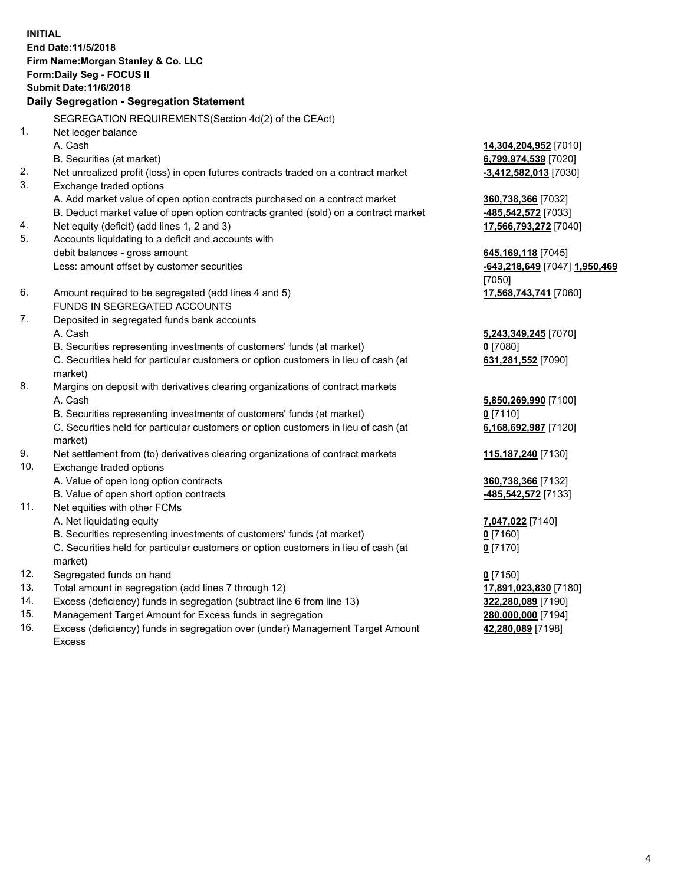**INITIAL**
**End Date:11/5/2018**
**Firm Name:Morgan Stanley & Co. LLC**
**Form:Daily Seg - FOCUS II**
**Submit Date:11/6/2018**

## Daily Segregation - Segregation Statement

SEGREGATION REQUIREMENTS(Section 4d(2) of the CEAct)

| | | |
|---|---|---|
| 1. | Net ledger balance | |
| | A. Cash | **14,304,204,952** [7010] |
| | B. Securities (at market) | **6,799,974,539** [7020] |
| 2. | Net unrealized profit (loss) in open futures contracts traded on a contract market | **-3,412,582,013** [7030] |
| 3. | Exchange traded options | |
| | A. Add market value of open option contracts purchased on a contract market | **360,738,366** [7032] |
| | B. Deduct market value of open option contracts granted (sold) on a contract market | **-485,542,572** [7033] |
| 4. | Net equity (deficit) (add lines 1, 2 and 3) | **17,566,793,272** [7040] |
| 5. | Accounts liquidating to a deficit and accounts with debit balances - gross amount | **645,169,118** [7045] |
| | Less: amount offset by customer securities | **-643,218,649** [7047] **1,950,469** [7050] |
| 6. | Amount required to be segregated (add lines 4 and 5) | **17,568,743,741** [7060] |
| | FUNDS IN SEGREGATED ACCOUNTS | |
| 7. | Deposited in segregated funds bank accounts | |
| | A. Cash | **5,243,349,245** [7070] |
| | B. Securities representing investments of customers' funds (at market) | **0** [7080] |
| | C. Securities held for particular customers or option customers in lieu of cash (at market) | **631,281,552** [7090] |
| 8. | Margins on deposit with derivatives clearing organizations of contract markets | |
| | A. Cash | **5,850,269,990** [7100] |
| | B. Securities representing investments of customers' funds (at market) | **0** [7110] |
| | C. Securities held for particular customers or option customers in lieu of cash (at market) | **6,168,692,987** [7120] |
| 9. | Net settlement from (to) derivatives clearing organizations of contract markets | **115,187,240** [7130] |
| 10. | Exchange traded options | |
| | A. Value of open long option contracts | **360,738,366** [7132] |
| | B. Value of open short option contracts | **-485,542,572** [7133] |
| 11. | Net equities with other FCMs | |
| | A. Net liquidating equity | **7,047,022** [7140] |
| | B. Securities representing investments of customers' funds (at market) | **0** [7160] |
| | C. Securities held for particular customers or option customers in lieu of cash (at market) | **0** [7170] |
| 12. | Segregated funds on hand | **0** [7150] |
| 13. | Total amount in segregation (add lines 7 through 12) | **17,891,023,830** [7180] |
| 14. | Excess (deficiency) funds in segregation (subtract line 6 from line 13) | **322,280,089** [7190] |
| 15. | Management Target Amount for Excess funds in segregation | **280,000,000** [7194] |
| 16. | Excess (deficiency) funds in segregation over (under) Management Target Amount Excess | **42,280,089** [7198] |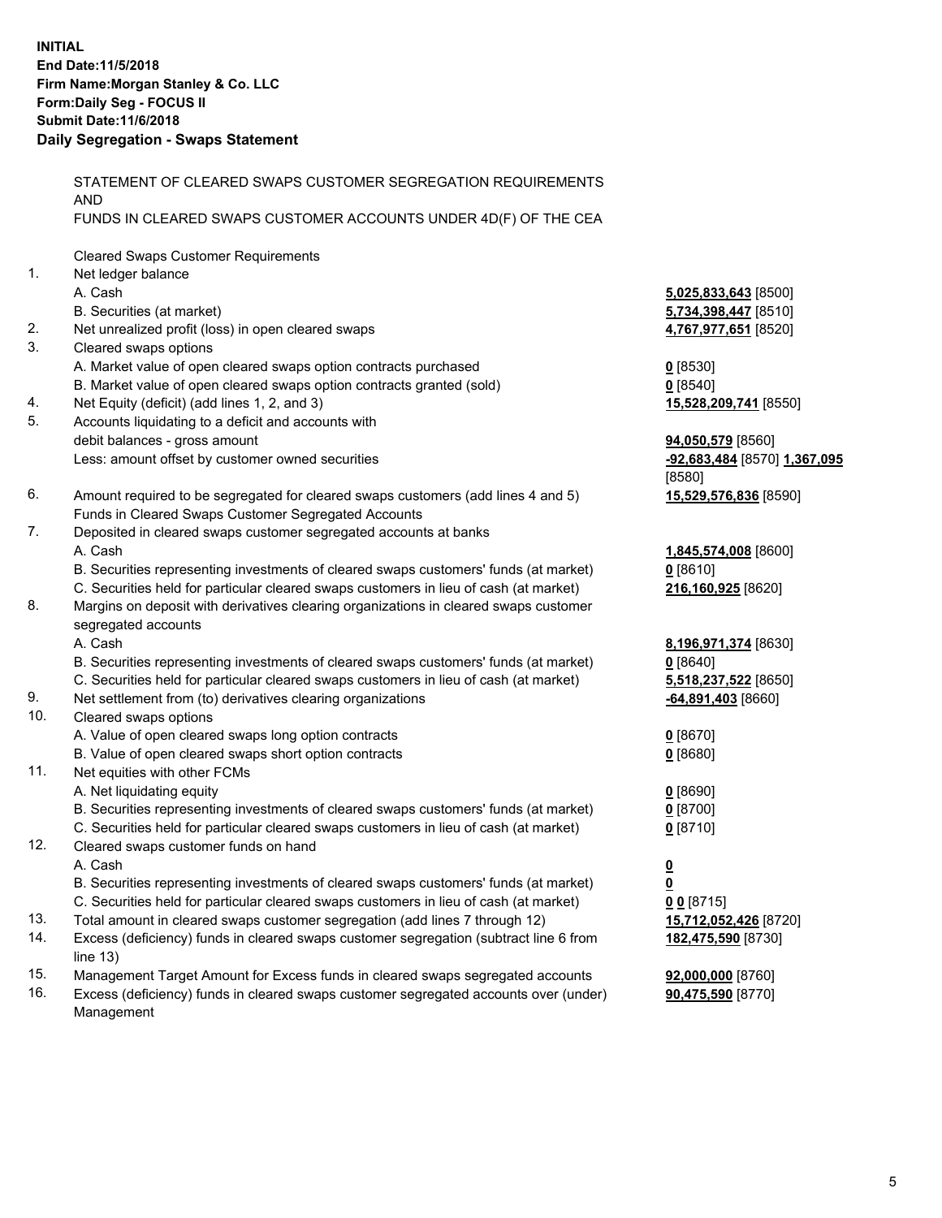**INITIAL**
**End Date:11/5/2018**
**Firm Name:Morgan Stanley & Co. LLC**
**Form:Daily Seg - FOCUS II**
**Submit Date:11/6/2018**
**Daily Segregation - Swaps Statement**

STATEMENT OF CLEARED SWAPS CUSTOMER SEGREGATION REQUIREMENTS AND FUNDS IN CLEARED SWAPS CUSTOMER ACCOUNTS UNDER 4D(F) OF THE CEA

| | | |
|---|---|---|
| | Cleared Swaps Customer Requirements | |
| 1. | Net ledger balance | |
| | A. Cash | **5,025,833,643** [8500] |
| | B. Securities (at market) | **5,734,398,447** [8510] |
| 2. | Net unrealized profit (loss) in open cleared swaps | **4,767,977,651** [8520] |
| 3. | Cleared swaps options | |
| | A. Market value of open cleared swaps option contracts purchased | **0** [8530] |
| | B. Market value of open cleared swaps option contracts granted (sold) | **0** [8540] |
| 4. | Net Equity (deficit) (add lines 1, 2, and 3) | **15,528,209,741** [8550] |
| 5. | Accounts liquidating to a deficit and accounts with debit balances - gross amount | **94,050,579** [8560] |
| | Less: amount offset by customer owned securities | **-92,683,484** [8570] **1,367,095** [8580] |
| 6. | Amount required to be segregated for cleared swaps customers (add lines 4 and 5) | **15,529,576,836** [8590] |
| | Funds in Cleared Swaps Customer Segregated Accounts | |
| 7. | Deposited in cleared swaps customer segregated accounts at banks | |
| | A. Cash | **1,845,574,008** [8600] |
| | B. Securities representing investments of cleared swaps customers' funds (at market) | **0** [8610] |
| | C. Securities held for particular cleared swaps customers in lieu of cash (at market) | **216,160,925** [8620] |
| 8. | Margins on deposit with derivatives clearing organizations in cleared swaps customer segregated accounts | |
| | A. Cash | **8,196,971,374** [8630] |
| | B. Securities representing investments of cleared swaps customers' funds (at market) | **0** [8640] |
| | C. Securities held for particular cleared swaps customers in lieu of cash (at market) | **5,518,237,522** [8650] |
| 9. | Net settlement from (to) derivatives clearing organizations | **-64,891,403** [8660] |
| 10. | Cleared swaps options | |
| | A. Value of open cleared swaps long option contracts | **0** [8670] |
| | B. Value of open cleared swaps short option contracts | **0** [8680] |
| 11. | Net equities with other FCMs | |
| | A. Net liquidating equity | **0** [8690] |
| | B. Securities representing investments of cleared swaps customers' funds (at market) | **0** [8700] |
| | C. Securities held for particular cleared swaps customers in lieu of cash (at market) | **0** [8710] |
| 12. | Cleared swaps customer funds on hand | |
| | A. Cash | **0** |
| | B. Securities representing investments of cleared swaps customers' funds (at market) | **0** |
| | C. Securities held for particular cleared swaps customers in lieu of cash (at market) | **0** **0** [8715] |
| 13. | Total amount in cleared swaps customer segregation (add lines 7 through 12) | **15,712,052,426** [8720] |
| 14. | Excess (deficiency) funds in cleared swaps customer segregation (subtract line 6 from line 13) | **182,475,590** [8730] |
| 15. | Management Target Amount for Excess funds in cleared swaps segregated accounts | **92,000,000** [8760] |
| 16. | Excess (deficiency) funds in cleared swaps customer segregated accounts over (under) Management | **90,475,590** [8770] |